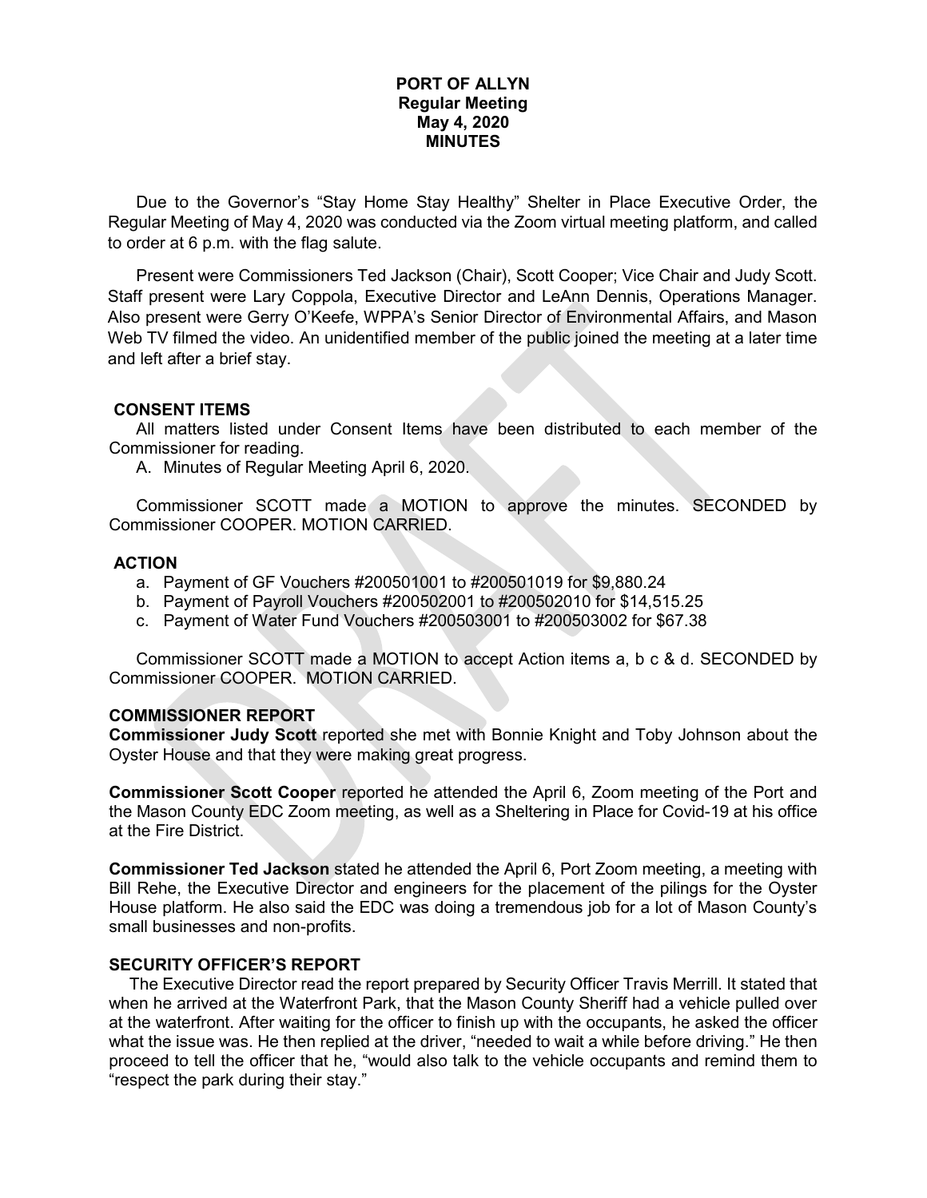# PORT OF ALLYN
## Regular Meeting
## May 4, 2020
## MINUTES

Due to the Governor's "Stay Home Stay Healthy" Shelter in Place Executive Order, the Regular Meeting of May 4, 2020 was conducted via the Zoom virtual meeting platform, and called to order at 6 p.m. with the flag salute.

Present were Commissioners Ted Jackson (Chair), Scott Cooper; Vice Chair and Judy Scott. Staff present were Lary Coppola, Executive Director and LeAnn Dennis, Operations Manager. Also present were Gerry O'Keefe, WPPA's Senior Director of Environmental Affairs, and Mason Web TV filmed the video. An unidentified member of the public joined the meeting at a later time and left after a brief stay.

### CONSENT ITEMS

All matters listed under Consent Items have been distributed to each member of the Commissioner for reading.

A. Minutes of Regular Meeting April 6, 2020.

Commissioner SCOTT made a MOTION to approve the minutes. SECONDED by Commissioner COOPER. MOTION CARRIED.

### ACTION

a. Payment of GF Vouchers #200501001 to #200501019 for $9,880.24
b. Payment of Payroll Vouchers #200502001 to #200502010 for $14,515.25
c. Payment of Water Fund Vouchers #200503001 to #200503002 for $67.38

Commissioner SCOTT made a MOTION to accept Action items a, b c & d. SECONDED by Commissioner COOPER. MOTION CARRIED.

### COMMISSIONER REPORT

**Commissioner Judy Scott** reported she met with Bonnie Knight and Toby Johnson about the Oyster House and that they were making great progress.

**Commissioner Scott Cooper** reported he attended the April 6, Zoom meeting of the Port and the Mason County EDC Zoom meeting, as well as a Sheltering in Place for Covid-19 at his office at the Fire District.

**Commissioner Ted Jackson** stated he attended the April 6, Port Zoom meeting, a meeting with Bill Rehe, the Executive Director and engineers for the placement of the pilings for the Oyster House platform. He also said the EDC was doing a tremendous job for a lot of Mason County's small businesses and non-profits.

### SECURITY OFFICER'S REPORT

The Executive Director read the report prepared by Security Officer Travis Merrill. It stated that when he arrived at the Waterfront Park, that the Mason County Sheriff had a vehicle pulled over at the waterfront. After waiting for the officer to finish up with the occupants, he asked the officer what the issue was. He then replied at the driver, "needed to wait a while before driving." He then proceed to tell the officer that he, "would also talk to the vehicle occupants and remind them to "respect the park during their stay."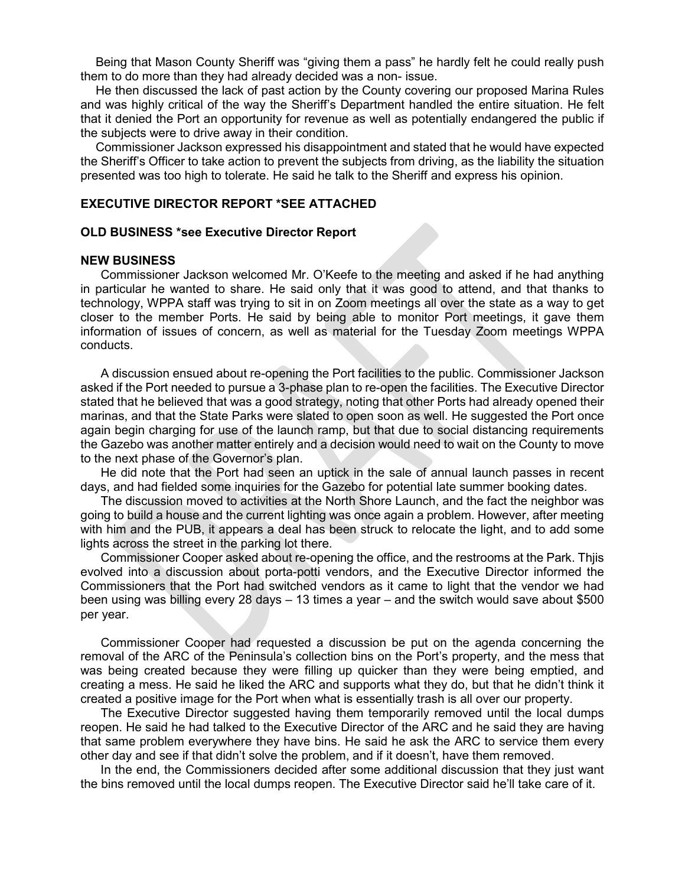Being that Mason County Sheriff was "giving them a pass" he hardly felt he could really push them to do more than they had already decided was a non- issue.

He then discussed the lack of past action by the County covering our proposed Marina Rules and was highly critical of the way the Sheriff's Department handled the entire situation. He felt that it denied the Port an opportunity for revenue as well as potentially endangered the public if the subjects were to drive away in their condition.

Commissioner Jackson expressed his disappointment and stated that he would have expected the Sheriff's Officer to take action to prevent the subjects from driving, as the liability the situation presented was too high to tolerate. He said he talk to the Sheriff and express his opinion.

**EXECUTIVE DIRECTOR REPORT *SEE ATTACHED**

**OLD BUSINESS *see Executive Director Report**

**NEW BUSINESS**

Commissioner Jackson welcomed Mr. O'Keefe to the meeting and asked if he had anything in particular he wanted to share. He said only that it was good to attend, and that thanks to technology, WPPA staff was trying to sit in on Zoom meetings all over the state as a way to get closer to the member Ports. He said by being able to monitor Port meetings, it gave them information of issues of concern, as well as material for the Tuesday Zoom meetings WPPA conducts.

A discussion ensued about re-opening the Port facilities to the public. Commissioner Jackson asked if the Port needed to pursue a 3-phase plan to re-open the facilities. The Executive Director stated that he believed that was a good strategy, noting that other Ports had already opened their marinas, and that the State Parks were slated to open soon as well. He suggested the Port once again begin charging for use of the launch ramp, but that due to social distancing requirements the Gazebo was another matter entirely and a decision would need to wait on the County to move to the next phase of the Governor's plan.

He did note that the Port had seen an uptick in the sale of annual launch passes in recent days, and had fielded some inquiries for the Gazebo for potential late summer booking dates.

The discussion moved to activities at the North Shore Launch, and the fact the neighbor was going to build a house and the current lighting was once again a problem. However, after meeting with him and the PUB, it appears a deal has been struck to relocate the light, and to add some lights across the street in the parking lot there.

Commissioner Cooper asked about re-opening the office, and the restrooms at the Park. Thjis evolved into a discussion about porta-potti vendors, and the Executive Director informed the Commissioners that the Port had switched vendors as it came to light that the vendor we had been using was billing every 28 days – 13 times a year – and the switch would save about $500 per year.

Commissioner Cooper had requested a discussion be put on the agenda concerning the removal of the ARC of the Peninsula's collection bins on the Port's property, and the mess that was being created because they were filling up quicker than they were being emptied, and creating a mess. He said he liked the ARC and supports what they do, but that he didn't think it created a positive image for the Port when what is essentially trash is all over our property.

The Executive Director suggested having them temporarily removed until the local dumps reopen. He said he had talked to the Executive Director of the ARC and he said they are having that same problem everywhere they have bins. He said he ask the ARC to service them every other day and see if that didn't solve the problem, and if it doesn't, have them removed.

In the end, the Commissioners decided after some additional discussion that they just want the bins removed until the local dumps reopen. The Executive Director said he'll take care of it.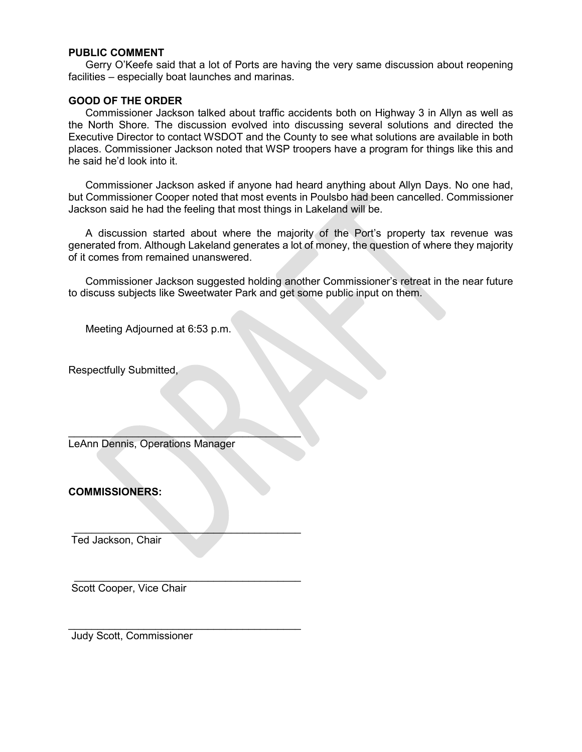**PUBLIC COMMENT**

Gerry O'Keefe said that a lot of Ports are having the very same discussion about reopening facilities – especially boat launches and marinas.

**GOOD OF THE ORDER**

Commissioner Jackson talked about traffic accidents both on Highway 3 in Allyn as well as the North Shore. The discussion evolved into discussing several solutions and directed the Executive Director to contact WSDOT and the County to see what solutions are available in both places. Commissioner Jackson noted that WSP troopers have a program for things like this and he said he'd look into it.

Commissioner Jackson asked if anyone had heard anything about Allyn Days. No one had, but Commissioner Cooper noted that most events in Poulsbo had been cancelled. Commissioner Jackson said he had the feeling that most things in Lakeland will be.

A discussion started about where the majority of the Port's property tax revenue was generated from. Although Lakeland generates a lot of money, the question of where they majority of it comes from remained unanswered.

Commissioner Jackson suggested holding another Commissioner's retreat in the near future to discuss subjects like Sweetwater Park and get some public input on them.

Meeting Adjourned at 6:53 p.m.

Respectfully Submitted,

\_\_\_\_\_\_\_\_\_\_\_\_\_\_\_\_\_\_\_\_\_\_\_\_\_\_\_\_\_\_\_\_\_\_\_\_\_\_\_\_
LeAnn Dennis, Operations Manager

**COMMISSIONERS:**

\_\_\_\_\_\_\_\_\_\_\_\_\_\_\_\_\_\_\_\_\_\_\_\_\_\_\_\_\_\_\_\_\_\_\_\_\_\_\_\_
Ted Jackson, Chair

\_\_\_\_\_\_\_\_\_\_\_\_\_\_\_\_\_\_\_\_\_\_\_\_\_\_\_\_\_\_\_\_\_\_\_\_\_\_\_\_
Scott Cooper, Vice Chair

\_\_\_\_\_\_\_\_\_\_\_\_\_\_\_\_\_\_\_\_\_\_\_\_\_\_\_\_\_\_\_\_\_\_\_\_\_\_\_\_
Judy Scott, Commissioner